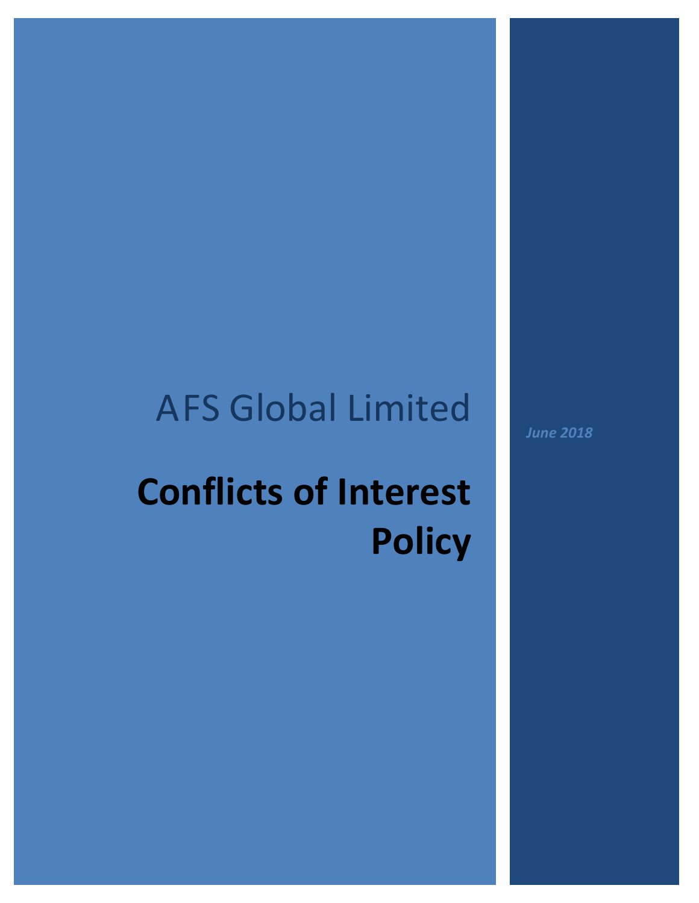AFS Global Limited

# Conflicts of Interest Policy

*June 2018*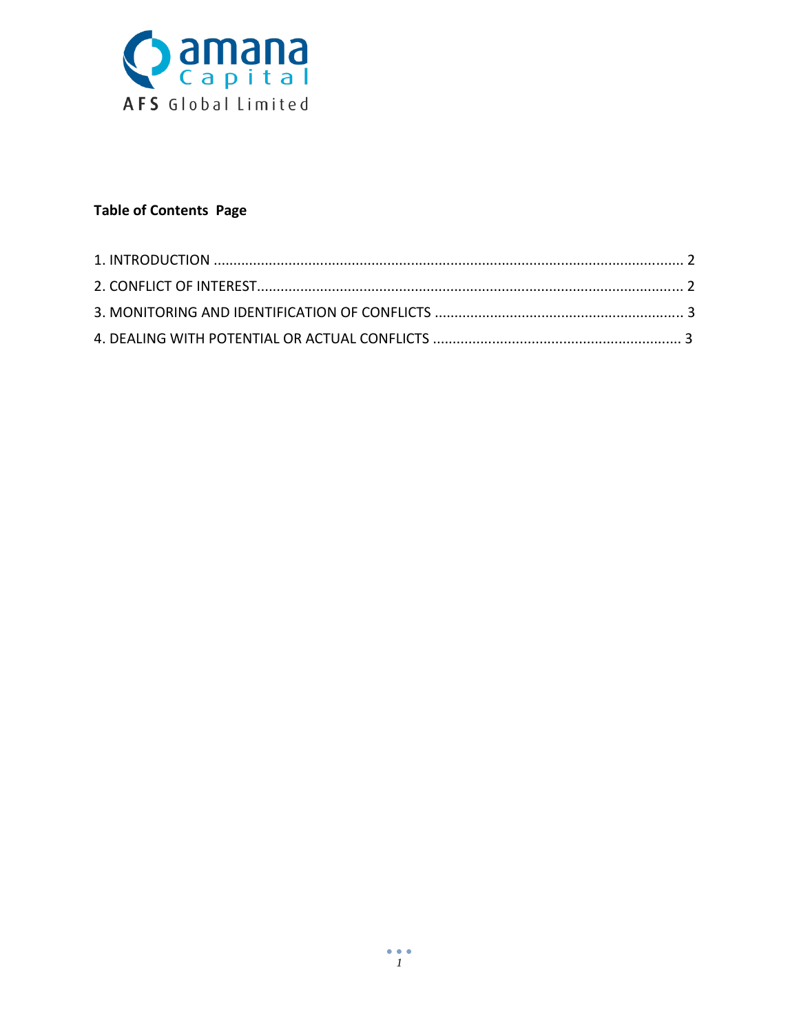amana Capital

AFS Global Limited

**Table of Contents Page**

1. INTRODUCTION ..................................................................................................................... 2
2. CONFLICT OF INTEREST........................................................................................................... 2
3. MONITORING AND IDENTIFICATION OF CONFLICTS .............................................................. 3
4. DEALING WITH POTENTIAL OR ACTUAL CONFLICTS .............................................................. 3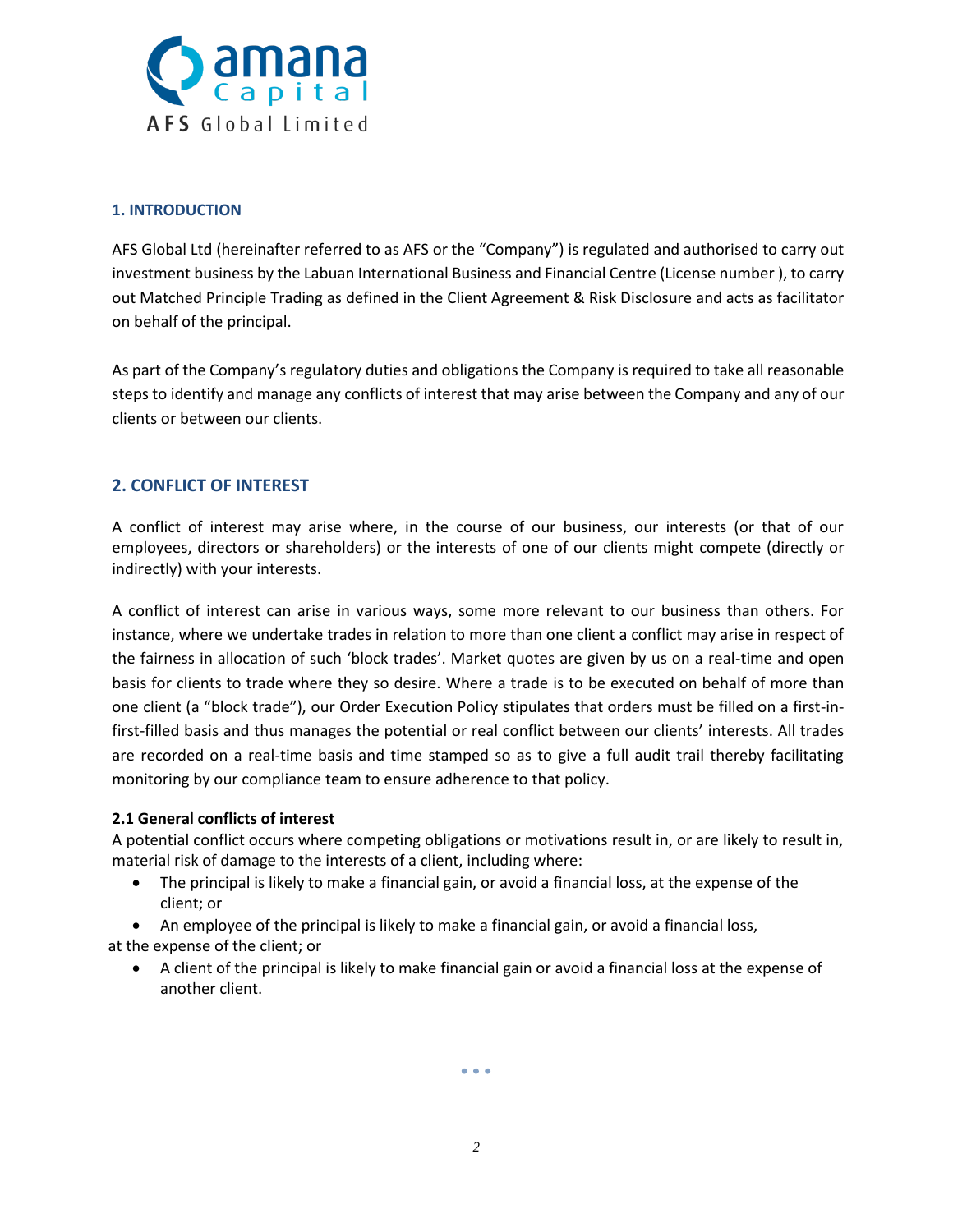## 1. INTRODUCTION

AFS Global Ltd (hereinafter referred to as AFS or the "Company") is regulated and authorised to carry out investment business by the Labuan International Business and Financial Centre (License number ), to carry out Matched Principle Trading as defined in the Client Agreement & Risk Disclosure and acts as facilitator on behalf of the principal.

As part of the Company's regulatory duties and obligations the Company is required to take all reasonable steps to identify and manage any conflicts of interest that may arise between the Company and any of our clients or between our clients.

## 2. CONFLICT OF INTEREST

A conflict of interest may arise where, in the course of our business, our interests (or that of our employees, directors or shareholders) or the interests of one of our clients might compete (directly or indirectly) with your interests.

A conflict of interest can arise in various ways, some more relevant to our business than others. For instance, where we undertake trades in relation to more than one client a conflict may arise in respect of the fairness in allocation of such 'block trades'. Market quotes are given by us on a real-time and open basis for clients to trade where they so desire. Where a trade is to be executed on behalf of more than one client (a "block trade"), our Order Execution Policy stipulates that orders must be filled on a first-in-first-filled basis and thus manages the potential or real conflict between our clients' interests. All trades are recorded on a real-time basis and time stamped so as to give a full audit trail thereby facilitating monitoring by our compliance team to ensure adherence to that policy.

### 2.1 General conflicts of interest

A potential conflict occurs where competing obligations or motivations result in, or are likely to result in, material risk of damage to the interests of a client, including where:

- The principal is likely to make a financial gain, or avoid a financial loss, at the expense of the client; or
- An employee of the principal is likely to make a financial gain, or avoid a financial loss, at the expense of the client; or
- A client of the principal is likely to make financial gain or avoid a financial loss at the expense of another client.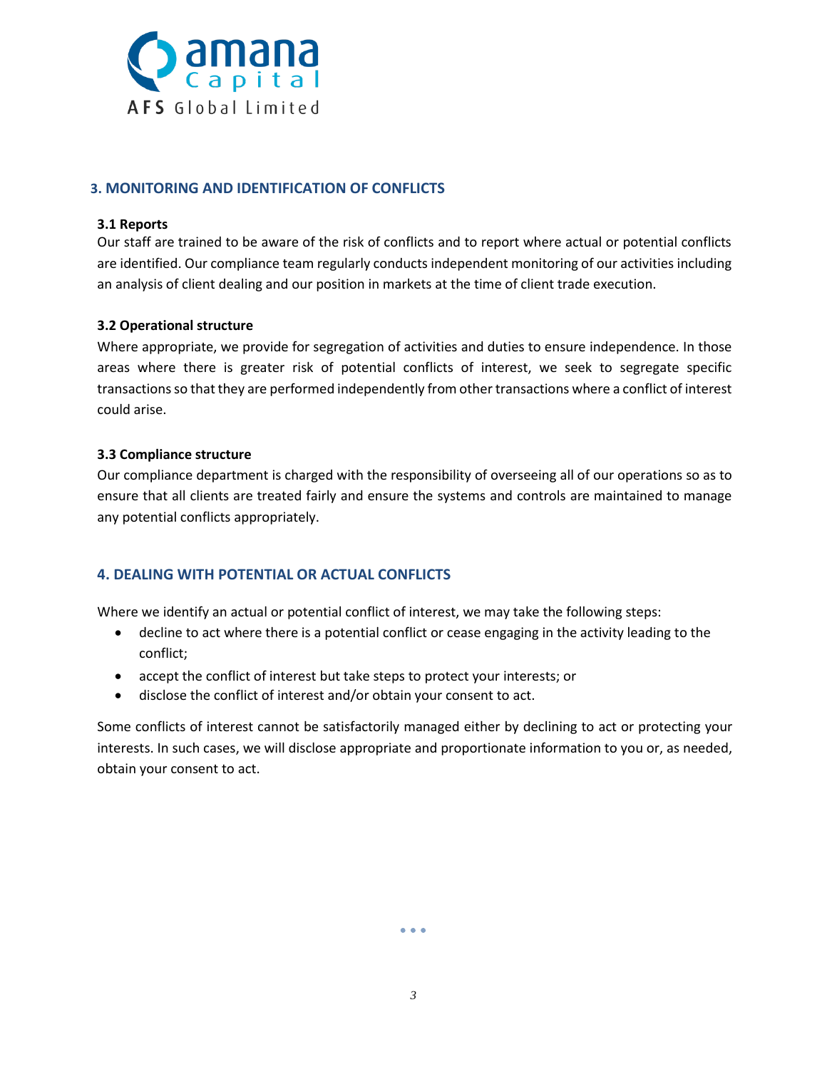## 3. MONITORING AND IDENTIFICATION OF CONFLICTS

### 3.1 Reports

Our staff are trained to be aware of the risk of conflicts and to report where actual or potential conflicts are identified. Our compliance team regularly conducts independent monitoring of our activities including an analysis of client dealing and our position in markets at the time of client trade execution.

### 3.2 Operational structure

Where appropriate, we provide for segregation of activities and duties to ensure independence. In those areas where there is greater risk of potential conflicts of interest, we seek to segregate specific transactions so that they are performed independently from other transactions where a conflict of interest could arise.

### 3.3 Compliance structure

Our compliance department is charged with the responsibility of overseeing all of our operations so as to ensure that all clients are treated fairly and ensure the systems and controls are maintained to manage any potential conflicts appropriately.

## 4. DEALING WITH POTENTIAL OR ACTUAL CONFLICTS

Where we identify an actual or potential conflict of interest, we may take the following steps:

- decline to act where there is a potential conflict or cease engaging in the activity leading to the conflict;
- accept the conflict of interest but take steps to protect your interests; or
- disclose the conflict of interest and/or obtain your consent to act.

Some conflicts of interest cannot be satisfactorily managed either by declining to act or protecting your interests. In such cases, we will disclose appropriate and proportionate information to you or, as needed, obtain your consent to act.